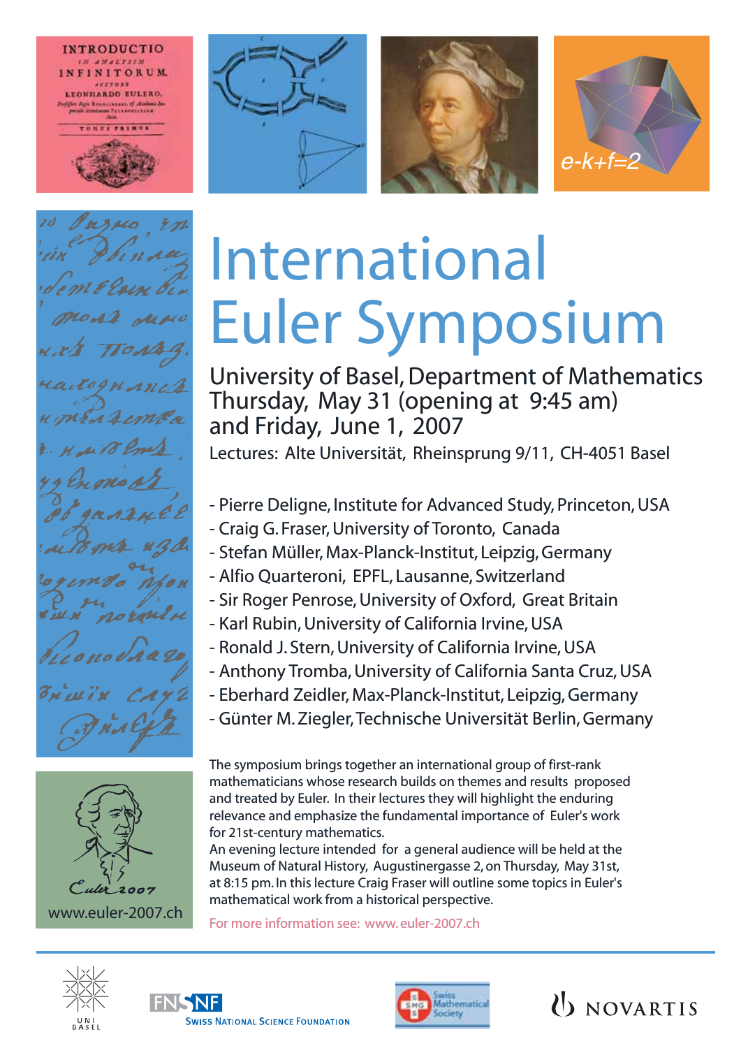# International Euler Symposium

University of Basel, Department of Mathematics
Thursday, May 31 (opening at 9:45 am)
and Friday, June 1, 2007

Lectures: Alte Universität, Rheinsprung 9/11, CH-4051 Basel

- Pierre Deligne, Institute for Advanced Study, Princeton, USA
- Craig G. Fraser, University of Toronto, Canada
- Stefan Müller, Max-Planck-Institut, Leipzig, Germany
- Alfio Quarteroni, EPFL, Lausanne, Switzerland
- Sir Roger Penrose, University of Oxford, Great Britain
- Karl Rubin, University of California Irvine, USA
- Ronald J. Stern, University of California Irvine, USA
- Anthony Tromba, University of California Santa Cruz, USA
- Eberhard Zeidler, Max-Planck-Institut, Leipzig, Germany
- Günter M. Ziegler, Technische Universität Berlin, Germany

The symposium brings together an international group of first-rank mathematicians whose research builds on themes and results proposed and treated by Euler. In their lectures they will highlight the enduring relevance and emphasize the fundamental importance of Euler's work for 21st-century mathematics.

An evening lecture intended for a general audience will be held at the Museum of Natural History, Augustinergasse 2, on Thursday, May 31st, at 8:15 pm. In this lecture Craig Fraser will outline some topics in Euler's mathematical work from a historical perspective.

For more information see: www.euler-2007.ch

www.euler-2007.ch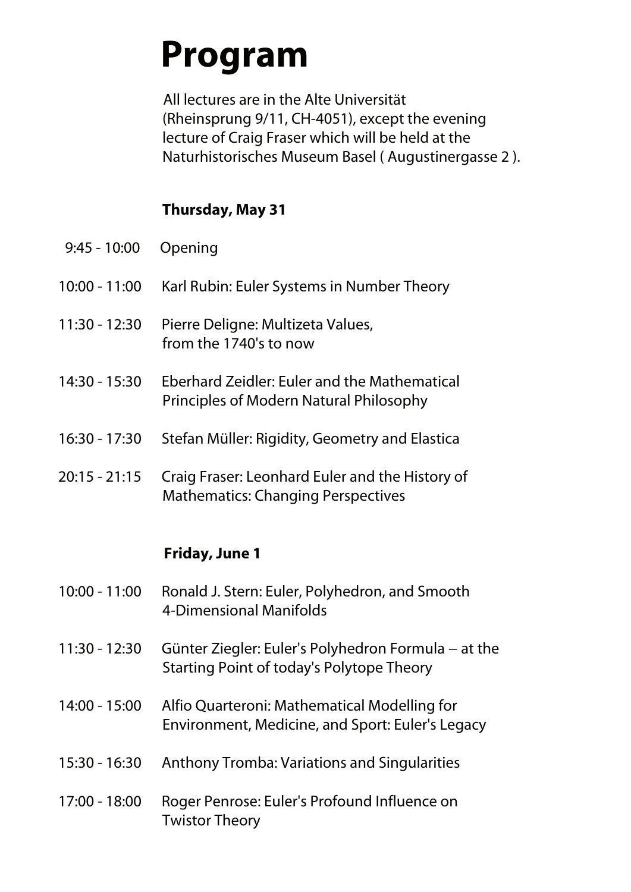# Program

All lectures are in the Alte Universität (Rheinsprung 9/11, CH-4051), except the evening lecture of Craig Fraser which will be held at the Naturhistorisches Museum Basel ( Augustinergasse 2 ).

### Thursday, May 31

| | |
|---|---|
| 9:45 - 10:00 | Opening |
| 10:00 - 11:00 | Karl Rubin: Euler Systems in Number Theory |
| 11:30 - 12:30 | Pierre Deligne: Multizeta Values, from the 1740's to now |
| 14:30 - 15:30 | Eberhard Zeidler: Euler and the Mathematical Principles of Modern Natural Philosophy |
| 16:30 - 17:30 | Stefan Müller: Rigidity, Geometry and Elastica |
| 20:15 - 21:15 | Craig Fraser: Leonhard Euler and the History of Mathematics: Changing Perspectives |

### Friday, June 1

| | |
|---|---|
| 10:00 - 11:00 | Ronald J. Stern: Euler, Polyhedron, and Smooth 4-Dimensional Manifolds |
| 11:30 - 12:30 | Günter Ziegler: Euler's Polyhedron Formula – at the Starting Point of today's Polytope Theory |
| 14:00 - 15:00 | Alfio Quarteroni: Mathematical Modelling for Environment, Medicine, and Sport: Euler's Legacy |
| 15:30 - 16:30 | Anthony Tromba: Variations and Singularities |
| 17:00 - 18:00 | Roger Penrose: Euler's Profound Influence on Twistor Theory |